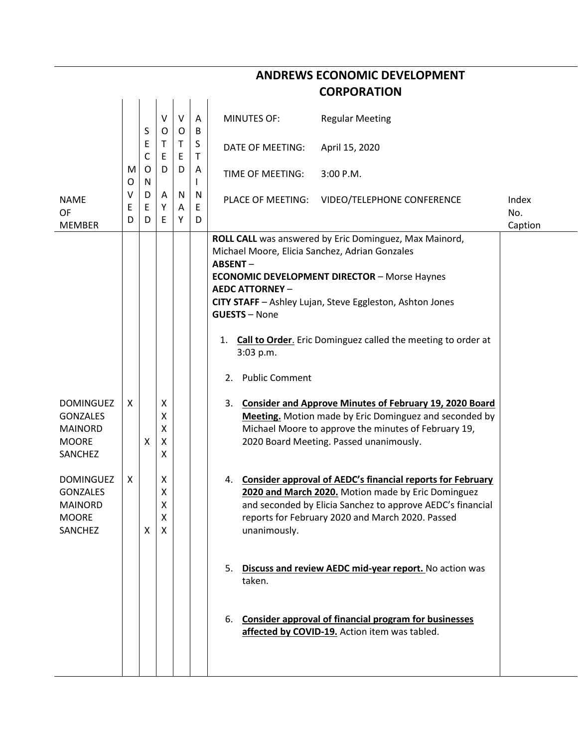# ANDREWS ECONOMIC DEVELOPMENT CORPORATION

| NAME OF MEMBER | MOVED | SECONDED | VOTED AYE | VOTED NAY | ABSTAINED | | Index No. Caption |
|---|---|---|---|---|---|---|---|
| | | | | | | MINUTES OF: Regular Meeting<br>DATE OF MEETING: April 15, 2020<br>TIME OF MEETING: 3:00 P.M.<br>PLACE OF MEETING: VIDEO/TELEPHONE CONFERENCE | |
| | | | | | | **ROLL CALL** was answered by Eric Dominguez, Max Mainord, Michael Moore, Elicia Sanchez, Adrian Gonzales<br>**ABSENT** –<br>**ECONOMIC DEVELOPMENT DIRECTOR** – Morse Haynes<br>**AEDC ATTORNEY** –<br>**CITY STAFF** – Ashley Lujan, Steve Eggleston, Ashton Jones<br>**GUESTS** – None | |
| | | | | | | 1. **Call to Order**. Eric Dominguez called the meeting to order at 3:03 p.m. | |
| | | | | | | 2. Public Comment | |
| DOMINGUEZ<br>GONZALES<br>MAINORD<br>MOORE<br>SANCHEZ | X<br><br><br><br> | <br><br><br>X<br> | X<br>X<br>X<br>X<br>X | | | 3. **Consider and Approve Minutes of February 19, 2020 Board Meeting.** Motion made by Eric Dominguez and seconded by Michael Moore to approve the minutes of February 19, 2020 Board Meeting. Passed unanimously. | |
| DOMINGUEZ<br>GONZALES<br>MAINORD<br>MOORE<br>SANCHEZ | X<br><br><br><br> | <br><br><br><br>X | X<br>X<br>X<br>X<br>X | | | 4. **Consider approval of AEDC's financial reports for February 2020 and March 2020.** Motion made by Eric Dominguez and seconded by Elicia Sanchez to approve AEDC's financial reports for February 2020 and March 2020. Passed unanimously. | |
| | | | | | | 5. **Discuss and review AEDC mid-year report.** No action was taken. | |
| | | | | | | 6. **Consider approval of financial program for businesses affected by COVID-19.** Action item was tabled. | |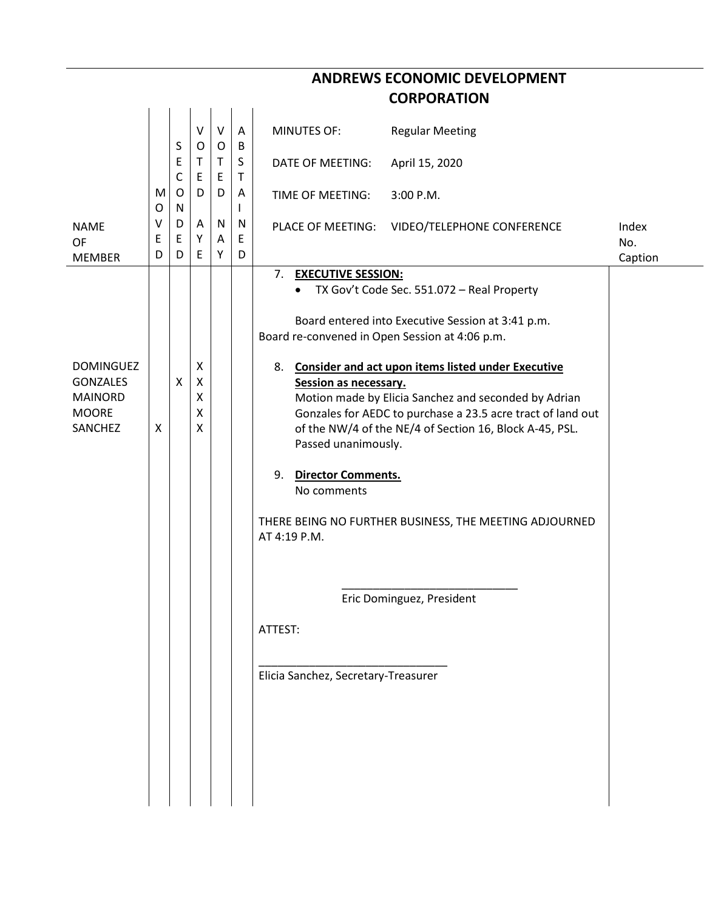# ANDREWS ECONOMIC DEVELOPMENT CORPORATION

MINUTES OF: Regular Meeting

DATE OF MEETING: April 15, 2020

TIME OF MEETING: 3:00 P.M.

PLACE OF MEETING: VIDEO/TELEPHONE CONFERENCE

| NAME OF MEMBER | MOVED | SECONDED | VOTED AYE | VOTED NAY | ABSTAINED | | Index No. Caption |
|---|---|---|---|---|---|---|---|
| | | | | | | 7. **EXECUTIVE SESSION:**<br>• TX Gov't Code Sec. 551.072 – Real Property<br><br>Board entered into Executive Session at 3:41 p.m.<br>Board re-convened in Open Session at 4:06 p.m. | |
| DOMINGUEZ | | | X | | | 8. **Consider and act upon items listed under Executive Session as necessary.**<br>Motion made by Elicia Sanchez and seconded by Adrian Gonzales for AEDC to purchase a 23.5 acre tract of land out of the NW/4 of the NE/4 of Section 16, Block A-45, PSL. Passed unanimously. | |
| GONZALES | | X | X | | | | |
| MAINORD | | | X | | | | |
| MOORE | | | X | | | | |
| SANCHEZ | X | | X | | | | |
| | | | | | | 9. **Director Comments.**<br>No comments | |

THERE BEING NO FURTHER BUSINESS, THE MEETING ADJOURNED AT 4:19 P.M.

\_\_\_\_\_\_\_\_\_\_\_\_\_\_\_\_\_\_\_\_\_\_\_\_\_\_\_\_\_\_

Eric Dominguez, President

ATTEST:

\_\_\_\_\_\_\_\_\_\_\_\_\_\_\_\_\_\_\_\_\_\_\_\_\_\_\_\_\_\_

Elicia Sanchez, Secretary-Treasurer